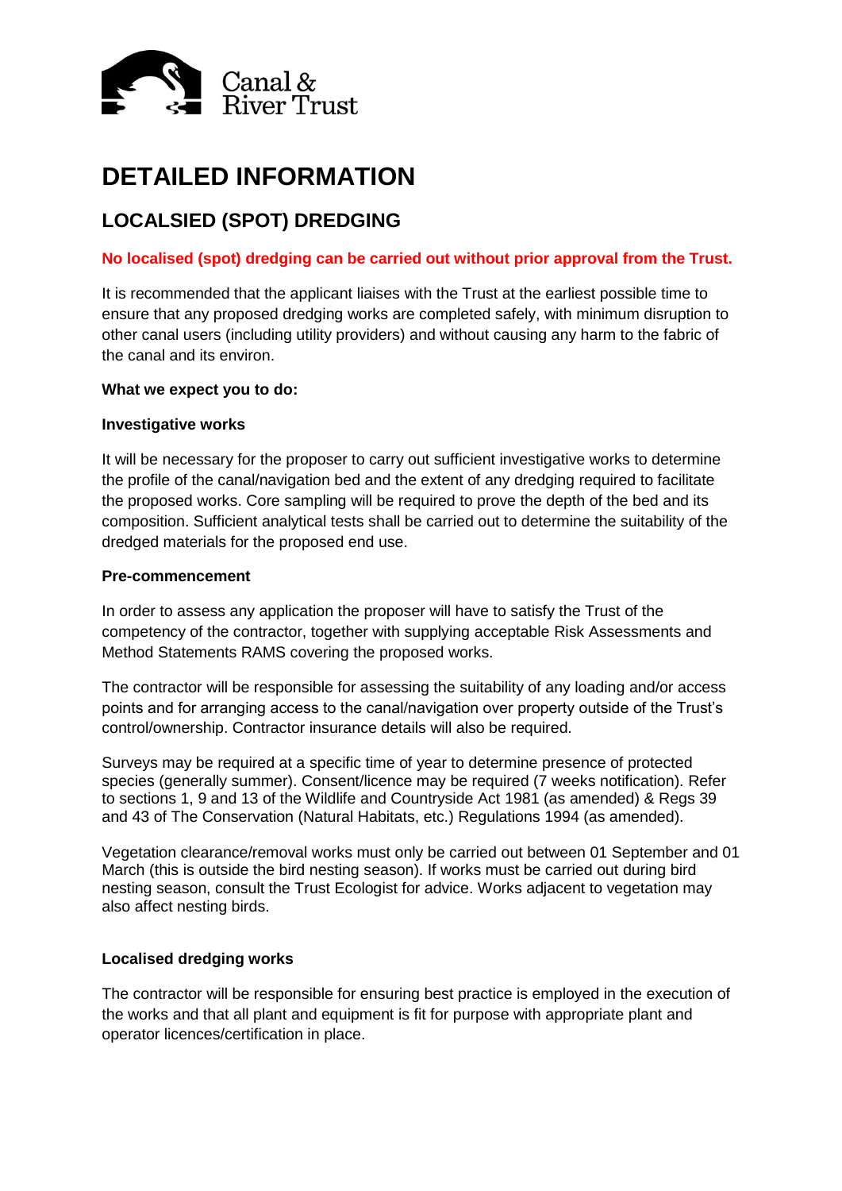Canal & River Trust

# DETAILED INFORMATION

## LOCALSIED (SPOT) DREDGING

**No localised (spot) dredging can be carried out without prior approval from the Trust.**

It is recommended that the applicant liaises with the Trust at the earliest possible time to ensure that any proposed dredging works are completed safely, with minimum disruption to other canal users (including utility providers) and without causing any harm to the fabric of the canal and its environ.

**What we expect you to do:**

**Investigative works**

It will be necessary for the proposer to carry out sufficient investigative works to determine the profile of the canal/navigation bed and the extent of any dredging required to facilitate the proposed works. Core sampling will be required to prove the depth of the bed and its composition. Sufficient analytical tests shall be carried out to determine the suitability of the dredged materials for the proposed end use.

**Pre-commencement**

In order to assess any application the proposer will have to satisfy the Trust of the competency of the contractor, together with supplying acceptable Risk Assessments and Method Statements RAMS covering the proposed works.

The contractor will be responsible for assessing the suitability of any loading and/or access points and for arranging access to the canal/navigation over property outside of the Trust's control/ownership. Contractor insurance details will also be required.

Surveys may be required at a specific time of year to determine presence of protected species (generally summer). Consent/licence may be required (7 weeks notification). Refer to sections 1, 9 and 13 of the Wildlife and Countryside Act 1981 (as amended) & Regs 39 and 43 of The Conservation (Natural Habitats, etc.) Regulations 1994 (as amended).

Vegetation clearance/removal works must only be carried out between 01 September and 01 March (this is outside the bird nesting season). If works must be carried out during bird nesting season, consult the Trust Ecologist for advice. Works adjacent to vegetation may also affect nesting birds.

**Localised dredging works**

The contractor will be responsible for ensuring best practice is employed in the execution of the works and that all plant and equipment is fit for purpose with appropriate plant and operator licences/certification in place.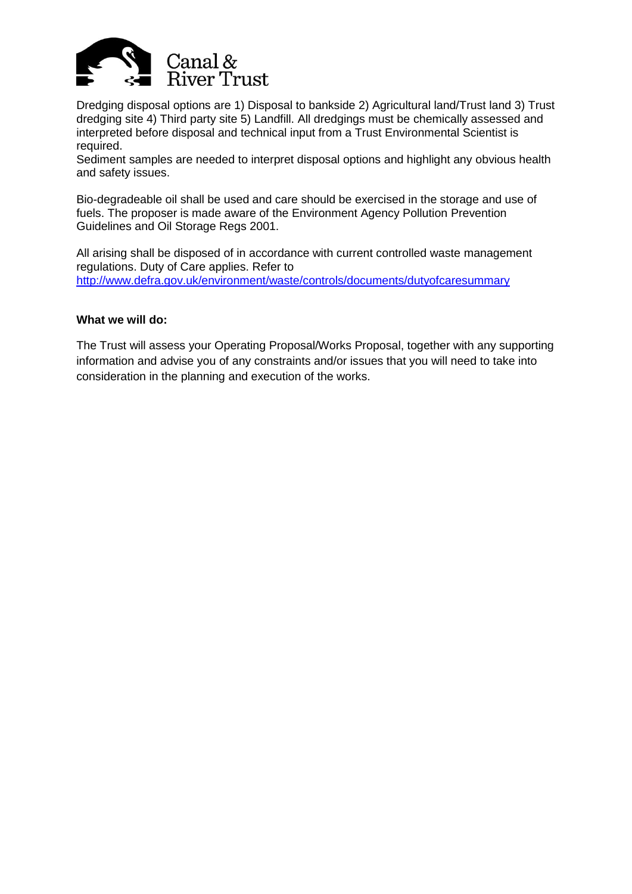Dredging disposal options are 1) Disposal to bankside 2) Agricultural land/Trust land 3) Trust dredging site 4) Third party site 5) Landfill. All dredgings must be chemically assessed and interpreted before disposal and technical input from a Trust Environmental Scientist is required.
Sediment samples are needed to interpret disposal options and highlight any obvious health and safety issues.

Bio-degradeable oil shall be used and care should be exercised in the storage and use of fuels. The proposer is made aware of the Environment Agency Pollution Prevention Guidelines and Oil Storage Regs 2001.

All arising shall be disposed of in accordance with current controlled waste management regulations. Duty of Care applies. Refer to [http://www.defra.gov.uk/environment/waste/controls/documents/dutyofcaresummary](http://www.defra.gov.uk/environment/waste/controls/documents/dutyofcaresummary)

**What we will do:**

The Trust will assess your Operating Proposal/Works Proposal, together with any supporting information and advise you of any constraints and/or issues that you will need to take into consideration in the planning and execution of the works.